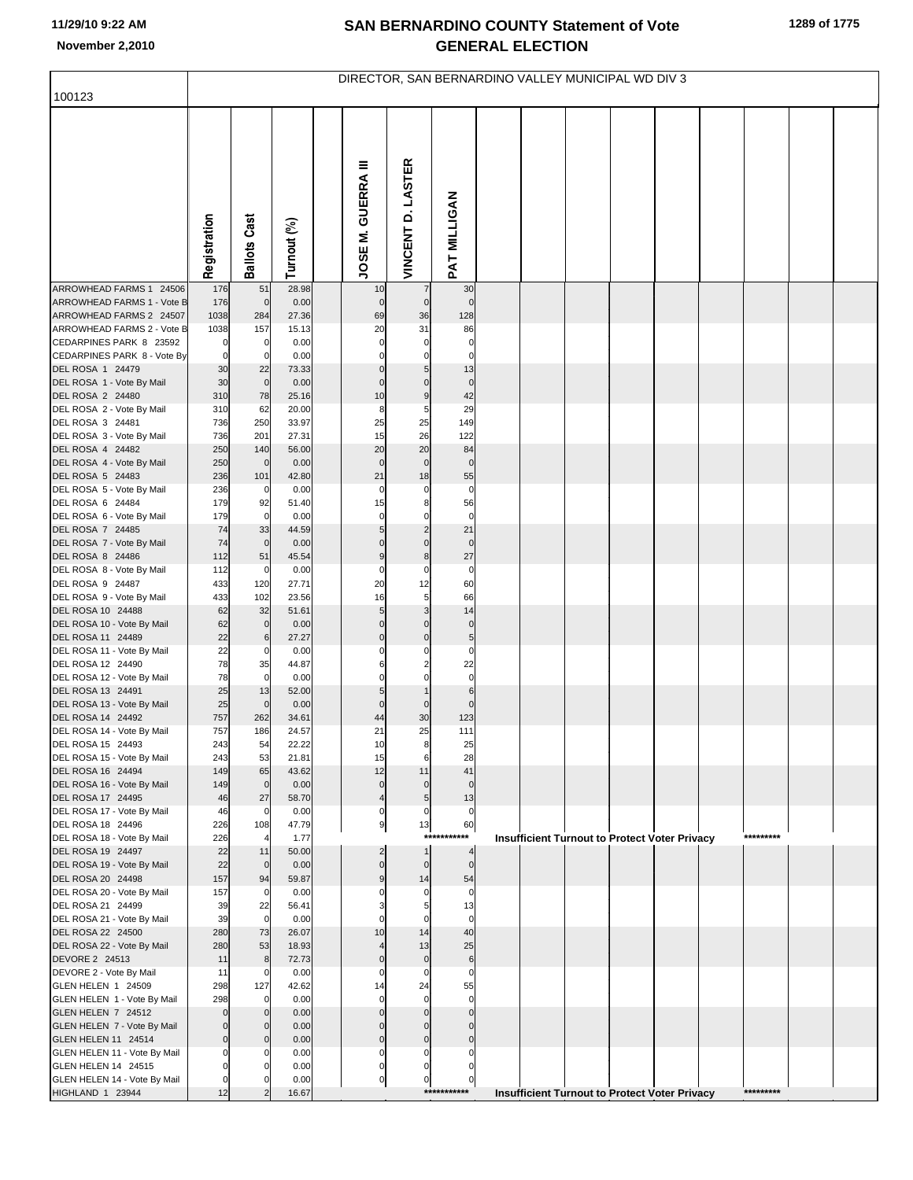# SAN BERNARDINO COUNTY Statement of Vote
# GENERAL ELECTION

November 2,2010

DIRECTOR, SAN BERNARDINO VALLEY MUNICIPAL WD DIV 3

100123

| | Registration | Ballots Cast | Turnout (%) | JOSE M. GUERRA III | VINCENT D. LASTER | PAT MILLIGAN |
|---|---|---|---|---|---|---|
| ARROWHEAD FARMS 1 24506 | 176 | 51 | 28.98 | 10 | 7 | 30 |
| ARROWHEAD FARMS 1 - Vote B | 176 | 0 | 0.00 | 0 | 0 | 0 |
| ARROWHEAD FARMS 2 24507 | 1038 | 284 | 27.36 | 69 | 36 | 128 |
| ARROWHEAD FARMS 2 - Vote B | 1038 | 157 | 15.13 | 20 | 31 | 86 |
| CEDARPINES PARK 8 23592 | 0 | 0 | 0.00 | 0 | 0 | 0 |
| CEDARPINES PARK 8 - Vote By | 0 | 0 | 0.00 | 0 | 0 | 0 |
| DEL ROSA 1 24479 | 30 | 22 | 73.33 | 0 | 5 | 13 |
| DEL ROSA 1 - Vote By Mail | 30 | 0 | 0.00 | 0 | 0 | 0 |
| DEL ROSA 2 24480 | 310 | 78 | 25.16 | 10 | 9 | 42 |
| DEL ROSA 2 - Vote By Mail | 310 | 62 | 20.00 | 8 | 5 | 29 |
| DEL ROSA 3 24481 | 736 | 250 | 33.97 | 25 | 25 | 149 |
| DEL ROSA 3 - Vote By Mail | 736 | 201 | 27.31 | 15 | 26 | 122 |
| DEL ROSA 4 24482 | 250 | 140 | 56.00 | 20 | 20 | 84 |
| DEL ROSA 4 - Vote By Mail | 250 | 0 | 0.00 | 0 | 0 | 0 |
| DEL ROSA 5 24483 | 236 | 101 | 42.80 | 21 | 18 | 55 |
| DEL ROSA 5 - Vote By Mail | 236 | 0 | 0.00 | 0 | 0 | 0 |
| DEL ROSA 6 24484 | 179 | 92 | 51.40 | 15 | 8 | 56 |
| DEL ROSA 6 - Vote By Mail | 179 | 0 | 0.00 | 0 | 0 | 0 |
| DEL ROSA 7 24485 | 74 | 33 | 44.59 | 5 | 2 | 21 |
| DEL ROSA 7 - Vote By Mail | 74 | 0 | 0.00 | 0 | 0 | 0 |
| DEL ROSA 8 24486 | 112 | 51 | 45.54 | 9 | 8 | 27 |
| DEL ROSA 8 - Vote By Mail | 112 | 0 | 0.00 | 0 | 0 | 0 |
| DEL ROSA 9 24487 | 433 | 120 | 27.71 | 20 | 12 | 60 |
| DEL ROSA 9 - Vote By Mail | 433 | 102 | 23.56 | 16 | 5 | 66 |
| DEL ROSA 10 24488 | 62 | 32 | 51.61 | 5 | 3 | 14 |
| DEL ROSA 10 - Vote By Mail | 62 | 0 | 0.00 | 0 | 0 | 0 |
| DEL ROSA 11 24489 | 22 | 6 | 27.27 | 0 | 0 | 5 |
| DEL ROSA 11 - Vote By Mail | 22 | 0 | 0.00 | 0 | 0 | 0 |
| DEL ROSA 12 24490 | 78 | 35 | 44.87 | 6 | 2 | 22 |
| DEL ROSA 12 - Vote By Mail | 78 | 0 | 0.00 | 0 | 0 | 0 |
| DEL ROSA 13 24491 | 25 | 13 | 52.00 | 5 | 1 | 6 |
| DEL ROSA 13 - Vote By Mail | 25 | 0 | 0.00 | 0 | 0 | 0 |
| DEL ROSA 14 24492 | 757 | 262 | 34.61 | 44 | 30 | 123 |
| DEL ROSA 14 - Vote By Mail | 757 | 186 | 24.57 | 21 | 25 | 111 |
| DEL ROSA 15 24493 | 243 | 54 | 22.22 | 10 | 8 | 25 |
| DEL ROSA 15 - Vote By Mail | 243 | 53 | 21.81 | 15 | 6 | 28 |
| DEL ROSA 16 24494 | 149 | 65 | 43.62 | 12 | 11 | 41 |
| DEL ROSA 16 - Vote By Mail | 149 | 0 | 0.00 | 0 | 0 | 0 |
| DEL ROSA 17 24495 | 46 | 27 | 58.70 | 4 | 5 | 13 |
| DEL ROSA 17 - Vote By Mail | 46 | 0 | 0.00 | 0 | 0 | 0 |
| DEL ROSA 18 24496 | 226 | 108 | 47.79 | 9 | 13 | 60 |
| DEL ROSA 18 - Vote By Mail | 226 | 4 | 1.77 | | | *********** Insufficient Turnout to Protect Voter Privacy ********* |
| DEL ROSA 19 24497 | 22 | 11 | 50.00 | 2 | 1 | 4 |
| DEL ROSA 19 - Vote By Mail | 22 | 0 | 0.00 | 0 | 0 | 0 |
| DEL ROSA 20 24498 | 157 | 94 | 59.87 | 9 | 14 | 54 |
| DEL ROSA 20 - Vote By Mail | 157 | 0 | 0.00 | 0 | 0 | 0 |
| DEL ROSA 21 24499 | 39 | 22 | 56.41 | 3 | 5 | 13 |
| DEL ROSA 21 - Vote By Mail | 39 | 0 | 0.00 | 0 | 0 | 0 |
| DEL ROSA 22 24500 | 280 | 73 | 26.07 | 10 | 14 | 40 |
| DEL ROSA 22 - Vote By Mail | 280 | 53 | 18.93 | 4 | 13 | 25 |
| DEVORE 2 24513 | 11 | 8 | 72.73 | 0 | 0 | 6 |
| DEVORE 2 - Vote By Mail | 11 | 0 | 0.00 | 0 | 0 | 0 |
| GLEN HELEN 1 24509 | 298 | 127 | 42.62 | 14 | 24 | 55 |
| GLEN HELEN 1 - Vote By Mail | 298 | 0 | 0.00 | 0 | 0 | 0 |
| GLEN HELEN 7 24512 | 0 | 0 | 0.00 | 0 | 0 | 0 |
| GLEN HELEN 7 - Vote By Mail | 0 | 0 | 0.00 | 0 | 0 | 0 |
| GLEN HELEN 11 24514 | 0 | 0 | 0.00 | 0 | 0 | 0 |
| GLEN HELEN 11 - Vote By Mail | 0 | 0 | 0.00 | 0 | 0 | 0 |
| GLEN HELEN 14 24515 | 0 | 0 | 0.00 | 0 | 0 | 0 |
| GLEN HELEN 14 - Vote By Mail | 0 | 0 | 0.00 | 0 | 0 | 0 |
| HIGHLAND 1 23944 | 12 | 2 | 16.67 | | | *********** Insufficient Turnout to Protect Voter Privacy ********* |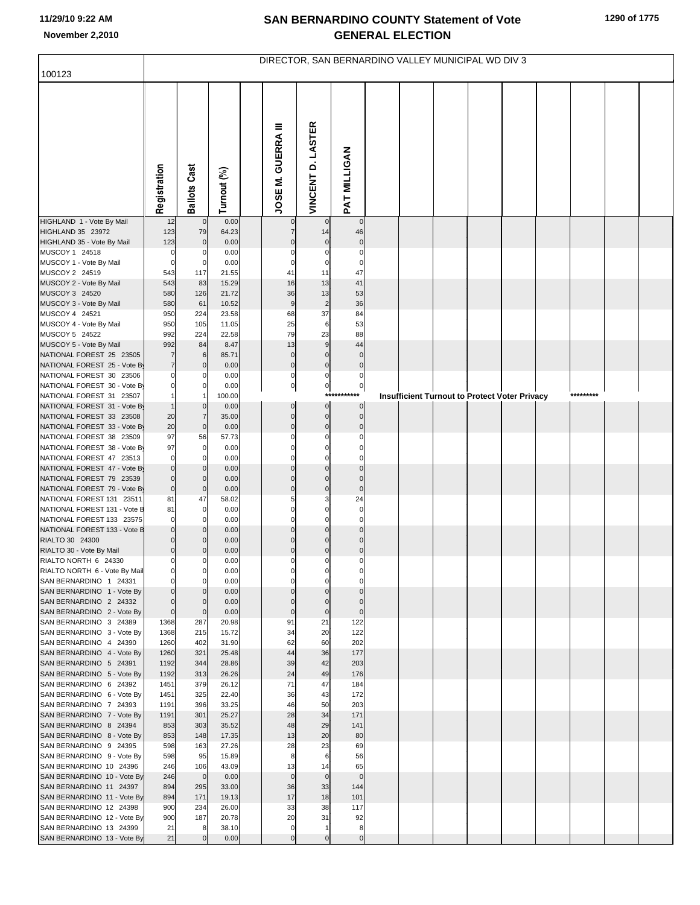# SAN BERNARDINO COUNTY Statement of Vote
# GENERAL ELECTION

11/29/10 9:22 AM
November 2,2010

DIRECTOR, SAN BERNARDINO VALLEY MUNICIPAL WD DIV 3

100123

| | Registration | Ballots Cast | Turnout (%) | JOSE M. GUERRA III | VINCENT D. LASTER | PAT MILLIGAN |
|---|---|---|---|---|---|---|
| HIGHLAND 1 - Vote By Mail | 12 | 0 | 0.00 | 0 | 0 | 0 |
| HIGHLAND 35 23972 | 123 | 79 | 64.23 | 7 | 14 | 46 |
| HIGHLAND 35 - Vote By Mail | 123 | 0 | 0.00 | 0 | 0 | 0 |
| MUSCOY 1 24518 | 0 | 0 | 0.00 | 0 | 0 | 0 |
| MUSCOY 1 - Vote By Mail | 0 | 0 | 0.00 | 0 | 0 | 0 |
| MUSCOY 2 24519 | 543 | 117 | 21.55 | 41 | 11 | 47 |
| MUSCOY 2 - Vote By Mail | 543 | 83 | 15.29 | 16 | 13 | 41 |
| MUSCOY 3 24520 | 580 | 126 | 21.72 | 36 | 13 | 53 |
| MUSCOY 3 - Vote By Mail | 580 | 61 | 10.52 | 9 | 2 | 36 |
| MUSCOY 4 24521 | 950 | 224 | 23.58 | 68 | 37 | 84 |
| MUSCOY 4 - Vote By Mail | 950 | 105 | 11.05 | 25 | 6 | 53 |
| MUSCOY 5 24522 | 992 | 224 | 22.58 | 79 | 23 | 88 |
| MUSCOY 5 - Vote By Mail | 992 | 84 | 8.47 | 13 | 9 | 44 |
| NATIONAL FOREST 25 23505 | 7 | 6 | 85.71 | 0 | 0 | 0 |
| NATIONAL FOREST 25 - Vote By | 7 | 0 | 0.00 | 0 | 0 | 0 |
| NATIONAL FOREST 30 23506 | 0 | 0 | 0.00 | 0 | 0 | 0 |
| NATIONAL FOREST 30 - Vote By | 0 | 0 | 0.00 | 0 | 0 | 0 |
| NATIONAL FOREST 31 23507 | 1 | 1 | 100.00 | *********** Insufficient Turnout to Protect Voter Privacy ********* | | |
| NATIONAL FOREST 31 - Vote By | 1 | 0 | 0.00 | 0 | 0 | 0 |
| NATIONAL FOREST 33 23508 | 20 | 7 | 35.00 | 0 | 0 | 0 |
| NATIONAL FOREST 33 - Vote By | 20 | 0 | 0.00 | 0 | 0 | 0 |
| NATIONAL FOREST 38 23509 | 97 | 56 | 57.73 | 0 | 0 | 0 |
| NATIONAL FOREST 38 - Vote By | 97 | 0 | 0.00 | 0 | 0 | 0 |
| NATIONAL FOREST 47 23513 | 0 | 0 | 0.00 | 0 | 0 | 0 |
| NATIONAL FOREST 47 - Vote By | 0 | 0 | 0.00 | 0 | 0 | 0 |
| NATIONAL FOREST 79 23539 | 0 | 0 | 0.00 | 0 | 0 | 0 |
| NATIONAL FOREST 79 - Vote By | 0 | 0 | 0.00 | 0 | 0 | 0 |
| NATIONAL FOREST 131 23511 | 81 | 47 | 58.02 | 5 | 3 | 24 |
| NATIONAL FOREST 131 - Vote B | 81 | 0 | 0.00 | 0 | 0 | 0 |
| NATIONAL FOREST 133 23575 | 0 | 0 | 0.00 | 0 | 0 | 0 |
| NATIONAL FOREST 133 - Vote B | 0 | 0 | 0.00 | 0 | 0 | 0 |
| RIALTO 30 24300 | 0 | 0 | 0.00 | 0 | 0 | 0 |
| RIALTO 30 - Vote By Mail | 0 | 0 | 0.00 | 0 | 0 | 0 |
| RIALTO NORTH 6 24330 | 0 | 0 | 0.00 | 0 | 0 | 0 |
| RIALTO NORTH 6 - Vote By Mail | 0 | 0 | 0.00 | 0 | 0 | 0 |
| SAN BERNARDINO 1 24331 | 0 | 0 | 0.00 | 0 | 0 | 0 |
| SAN BERNARDINO 1 - Vote By | 0 | 0 | 0.00 | 0 | 0 | 0 |
| SAN BERNARDINO 2 24332 | 0 | 0 | 0.00 | 0 | 0 | 0 |
| SAN BERNARDINO 2 - Vote By | 0 | 0 | 0.00 | 0 | 0 | 0 |
| SAN BERNARDINO 3 24389 | 1368 | 287 | 20.98 | 91 | 21 | 122 |
| SAN BERNARDINO 3 - Vote By | 1368 | 215 | 15.72 | 34 | 20 | 122 |
| SAN BERNARDINO 4 24390 | 1260 | 402 | 31.90 | 62 | 60 | 202 |
| SAN BERNARDINO 4 - Vote By | 1260 | 321 | 25.48 | 44 | 36 | 177 |
| SAN BERNARDINO 5 24391 | 1192 | 344 | 28.86 | 39 | 42 | 203 |
| SAN BERNARDINO 5 - Vote By | 1192 | 313 | 26.26 | 24 | 49 | 176 |
| SAN BERNARDINO 6 24392 | 1451 | 379 | 26.12 | 71 | 47 | 184 |
| SAN BERNARDINO 6 - Vote By | 1451 | 325 | 22.40 | 36 | 43 | 172 |
| SAN BERNARDINO 7 24393 | 1191 | 396 | 33.25 | 46 | 50 | 203 |
| SAN BERNARDINO 7 - Vote By | 1191 | 301 | 25.27 | 28 | 34 | 171 |
| SAN BERNARDINO 8 24394 | 853 | 303 | 35.52 | 48 | 29 | 141 |
| SAN BERNARDINO 8 - Vote By | 853 | 148 | 17.35 | 13 | 20 | 80 |
| SAN BERNARDINO 9 24395 | 598 | 163 | 27.26 | 28 | 23 | 69 |
| SAN BERNARDINO 9 - Vote By | 598 | 95 | 15.89 | 8 | 6 | 56 |
| SAN BERNARDINO 10 24396 | 246 | 106 | 43.09 | 13 | 14 | 65 |
| SAN BERNARDINO 10 - Vote By | 246 | 0 | 0.00 | 0 | 0 | 0 |
| SAN BERNARDINO 11 24397 | 894 | 295 | 33.00 | 36 | 33 | 144 |
| SAN BERNARDINO 11 - Vote By | 894 | 171 | 19.13 | 17 | 18 | 101 |
| SAN BERNARDINO 12 24398 | 900 | 234 | 26.00 | 33 | 38 | 117 |
| SAN BERNARDINO 12 - Vote By | 900 | 187 | 20.78 | 20 | 31 | 92 |
| SAN BERNARDINO 13 24399 | 21 | 8 | 38.10 | 0 | 1 | 8 |
| SAN BERNARDINO 13 - Vote By | 21 | 0 | 0.00 | 0 | 0 | 0 |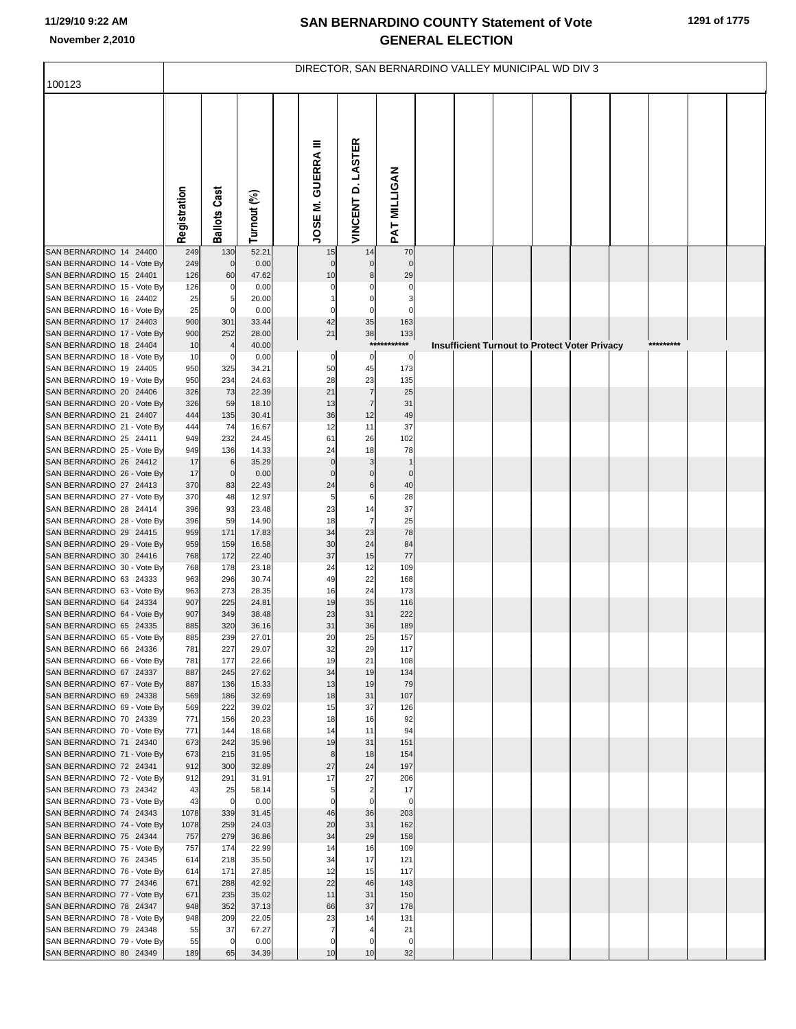# SAN BERNARDINO COUNTY Statement of Vote
## GENERAL ELECTION

11/29/10 9:22 AM
November 2,2010

DIRECTOR, SAN BERNARDINO VALLEY MUNICIPAL WD DIV 3

100123

| | Registration | Ballots Cast | Turnout (%) | JOSE M. GUERRA III | VINCENT D. LASTER | PAT MILLIGAN |
|---|---|---|---|---|---|---|
| SAN BERNARDINO 14 24400 | 249 | 130 | 52.21 | 15 | 14 | 70 |
| SAN BERNARDINO 14 - Vote By | 249 | 0 | 0.00 | 0 | 0 | 0 |
| SAN BERNARDINO 15 24401 | 126 | 60 | 47.62 | 10 | 8 | 29 |
| SAN BERNARDINO 15 - Vote By | 126 | 0 | 0.00 | 0 | 0 | 0 |
| SAN BERNARDINO 16 24402 | 25 | 5 | 20.00 | 1 | 0 | 3 |
| SAN BERNARDINO 16 - Vote By | 25 | 0 | 0.00 | 0 | 0 | 0 |
| SAN BERNARDINO 17 24403 | 900 | 301 | 33.44 | 42 | 35 | 163 |
| SAN BERNARDINO 17 - Vote By | 900 | 252 | 28.00 | 21 | 38 | 133 |
| SAN BERNARDINO 18 24404 | 10 | 4 | 40.00 | *********** Insufficient Turnout to Protect Voter Privacy ********* | | |
| SAN BERNARDINO 18 - Vote By | 10 | 0 | 0.00 | 0 | 0 | 0 |
| SAN BERNARDINO 19 24405 | 950 | 325 | 34.21 | 50 | 45 | 173 |
| SAN BERNARDINO 19 - Vote By | 950 | 234 | 24.63 | 28 | 23 | 135 |
| SAN BERNARDINO 20 24406 | 326 | 73 | 22.39 | 21 | 7 | 25 |
| SAN BERNARDINO 20 - Vote By | 326 | 59 | 18.10 | 13 | 7 | 31 |
| SAN BERNARDINO 21 24407 | 444 | 135 | 30.41 | 36 | 12 | 49 |
| SAN BERNARDINO 21 - Vote By | 444 | 74 | 16.67 | 12 | 11 | 37 |
| SAN BERNARDINO 25 24411 | 949 | 232 | 24.45 | 61 | 26 | 102 |
| SAN BERNARDINO 25 - Vote By | 949 | 136 | 14.33 | 24 | 18 | 78 |
| SAN BERNARDINO 26 24412 | 17 | 6 | 35.29 | 0 | 3 | 1 |
| SAN BERNARDINO 26 - Vote By | 17 | 0 | 0.00 | 0 | 0 | 0 |
| SAN BERNARDINO 27 24413 | 370 | 83 | 22.43 | 24 | 6 | 40 |
| SAN BERNARDINO 27 - Vote By | 370 | 48 | 12.97 | 5 | 6 | 28 |
| SAN BERNARDINO 28 24414 | 396 | 93 | 23.48 | 23 | 14 | 37 |
| SAN BERNARDINO 28 - Vote By | 396 | 59 | 14.90 | 18 | 7 | 25 |
| SAN BERNARDINO 29 24415 | 959 | 171 | 17.83 | 34 | 23 | 78 |
| SAN BERNARDINO 29 - Vote By | 959 | 159 | 16.58 | 30 | 24 | 84 |
| SAN BERNARDINO 30 24416 | 768 | 172 | 22.40 | 37 | 15 | 77 |
| SAN BERNARDINO 30 - Vote By | 768 | 178 | 23.18 | 24 | 12 | 109 |
| SAN BERNARDINO 63 24333 | 963 | 296 | 30.74 | 49 | 22 | 168 |
| SAN BERNARDINO 63 - Vote By | 963 | 273 | 28.35 | 16 | 24 | 173 |
| SAN BERNARDINO 64 24334 | 907 | 225 | 24.81 | 19 | 35 | 116 |
| SAN BERNARDINO 64 - Vote By | 907 | 349 | 38.48 | 23 | 31 | 222 |
| SAN BERNARDINO 65 24335 | 885 | 320 | 36.16 | 31 | 36 | 189 |
| SAN BERNARDINO 65 - Vote By | 885 | 239 | 27.01 | 20 | 25 | 157 |
| SAN BERNARDINO 66 24336 | 781 | 227 | 29.07 | 32 | 29 | 117 |
| SAN BERNARDINO 66 - Vote By | 781 | 177 | 22.66 | 19 | 21 | 108 |
| SAN BERNARDINO 67 24337 | 887 | 245 | 27.62 | 34 | 19 | 134 |
| SAN BERNARDINO 67 - Vote By | 887 | 136 | 15.33 | 13 | 19 | 79 |
| SAN BERNARDINO 69 24338 | 569 | 186 | 32.69 | 18 | 31 | 107 |
| SAN BERNARDINO 69 - Vote By | 569 | 222 | 39.02 | 15 | 37 | 126 |
| SAN BERNARDINO 70 24339 | 771 | 156 | 20.23 | 18 | 16 | 92 |
| SAN BERNARDINO 70 - Vote By | 771 | 144 | 18.68 | 14 | 11 | 94 |
| SAN BERNARDINO 71 24340 | 673 | 242 | 35.96 | 19 | 31 | 151 |
| SAN BERNARDINO 71 - Vote By | 673 | 215 | 31.95 | 8 | 18 | 154 |
| SAN BERNARDINO 72 24341 | 912 | 300 | 32.89 | 27 | 24 | 197 |
| SAN BERNARDINO 72 - Vote By | 912 | 291 | 31.91 | 17 | 27 | 206 |
| SAN BERNARDINO 73 24342 | 43 | 25 | 58.14 | 5 | 2 | 17 |
| SAN BERNARDINO 73 - Vote By | 43 | 0 | 0.00 | 0 | 0 | 0 |
| SAN BERNARDINO 74 24343 | 1078 | 339 | 31.45 | 46 | 36 | 203 |
| SAN BERNARDINO 74 - Vote By | 1078 | 259 | 24.03 | 20 | 31 | 162 |
| SAN BERNARDINO 75 24344 | 757 | 279 | 36.86 | 34 | 29 | 158 |
| SAN BERNARDINO 75 - Vote By | 757 | 174 | 22.99 | 14 | 16 | 109 |
| SAN BERNARDINO 76 24345 | 614 | 218 | 35.50 | 34 | 17 | 121 |
| SAN BERNARDINO 76 - Vote By | 614 | 171 | 27.85 | 12 | 15 | 117 |
| SAN BERNARDINO 77 24346 | 671 | 288 | 42.92 | 22 | 46 | 143 |
| SAN BERNARDINO 77 - Vote By | 671 | 235 | 35.02 | 11 | 31 | 150 |
| SAN BERNARDINO 78 24347 | 948 | 352 | 37.13 | 66 | 37 | 178 |
| SAN BERNARDINO 78 - Vote By | 948 | 209 | 22.05 | 23 | 14 | 131 |
| SAN BERNARDINO 79 24348 | 55 | 37 | 67.27 | 7 | 4 | 21 |
| SAN BERNARDINO 79 - Vote By | 55 | 0 | 0.00 | 0 | 0 | 0 |
| SAN BERNARDINO 80 24349 | 189 | 65 | 34.39 | 10 | 10 | 32 |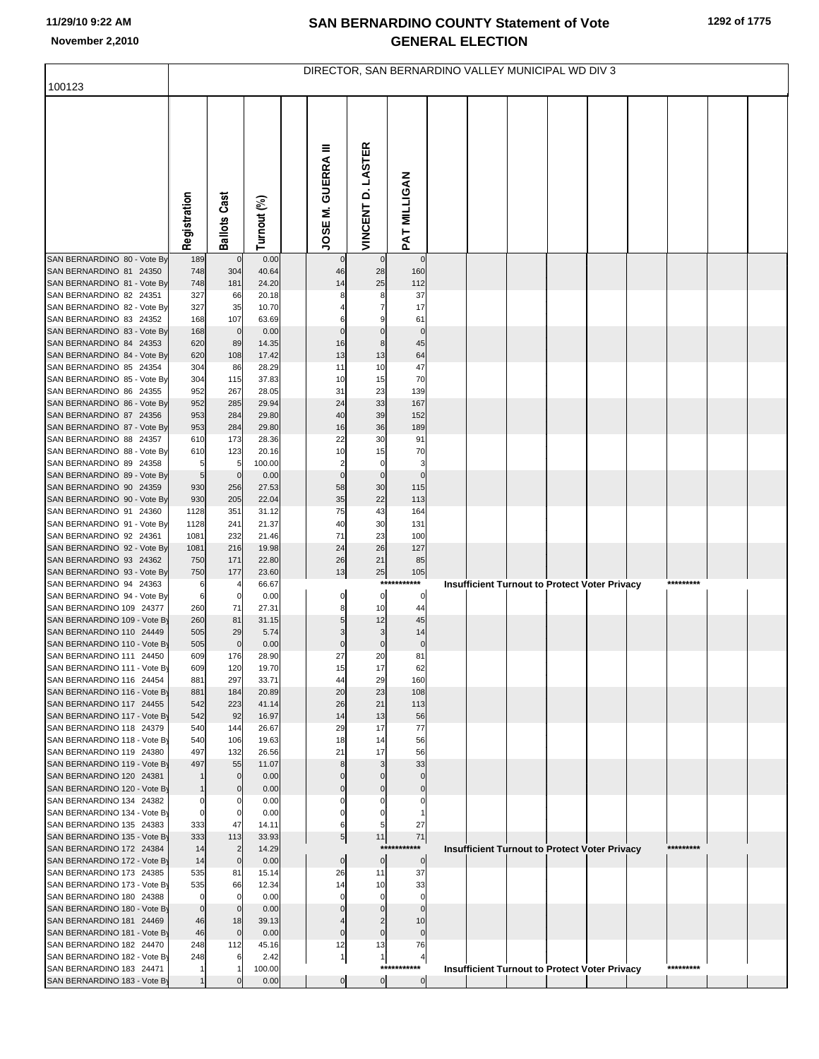# SAN BERNARDINO COUNTY Statement of Vote
# GENERAL ELECTION

11/29/10 9:22 AM
November 2,2010

## DIRECTOR, SAN BERNARDINO VALLEY MUNICIPAL WD DIV 3

100123

| | Registration | Ballots Cast | Turnout (%) | JOSE M. GUERRA III | VINCENT D. LASTER | PAT MILLIGAN |
|---|---|---|---|---|---|---|
| SAN BERNARDINO 80 - Vote By | 189 | 0 | 0.00 | 0 | 0 | 0 |
| SAN BERNARDINO 81 24350 | 748 | 304 | 40.64 | 46 | 28 | 160 |
| SAN BERNARDINO 81 - Vote By | 748 | 181 | 24.20 | 14 | 25 | 112 |
| SAN BERNARDINO 82 24351 | 327 | 66 | 20.18 | 8 | 8 | 37 |
| SAN BERNARDINO 82 - Vote By | 327 | 35 | 10.70 | 4 | 7 | 17 |
| SAN BERNARDINO 83 24352 | 168 | 107 | 63.69 | 6 | 9 | 61 |
| SAN BERNARDINO 83 - Vote By | 168 | 0 | 0.00 | 0 | 0 | 0 |
| SAN BERNARDINO 84 24353 | 620 | 89 | 14.35 | 16 | 8 | 45 |
| SAN BERNARDINO 84 - Vote By | 620 | 108 | 17.42 | 13 | 13 | 64 |
| SAN BERNARDINO 85 24354 | 304 | 86 | 28.29 | 11 | 10 | 47 |
| SAN BERNARDINO 85 - Vote By | 304 | 115 | 37.83 | 10 | 15 | 70 |
| SAN BERNARDINO 86 24355 | 952 | 267 | 28.05 | 31 | 23 | 139 |
| SAN BERNARDINO 86 - Vote By | 952 | 285 | 29.94 | 24 | 33 | 167 |
| SAN BERNARDINO 87 24356 | 953 | 284 | 29.80 | 40 | 39 | 152 |
| SAN BERNARDINO 87 - Vote By | 953 | 284 | 29.80 | 16 | 36 | 189 |
| SAN BERNARDINO 88 24357 | 610 | 173 | 28.36 | 22 | 30 | 91 |
| SAN BERNARDINO 88 - Vote By | 610 | 123 | 20.16 | 10 | 15 | 70 |
| SAN BERNARDINO 89 24358 | 5 | 5 | 100.00 | 2 | 0 | 3 |
| SAN BERNARDINO 89 - Vote By | 5 | 0 | 0.00 | 0 | 0 | 0 |
| SAN BERNARDINO 90 24359 | 930 | 256 | 27.53 | 58 | 30 | 115 |
| SAN BERNARDINO 90 - Vote By | 930 | 205 | 22.04 | 35 | 22 | 113 |
| SAN BERNARDINO 91 24360 | 1128 | 351 | 31.12 | 75 | 43 | 164 |
| SAN BERNARDINO 91 - Vote By | 1128 | 241 | 21.37 | 40 | 30 | 131 |
| SAN BERNARDINO 92 24361 | 1081 | 232 | 21.46 | 71 | 23 | 100 |
| SAN BERNARDINO 92 - Vote By | 1081 | 216 | 19.98 | 24 | 26 | 127 |
| SAN BERNARDINO 93 24362 | 750 | 171 | 22.80 | 26 | 21 | 85 |
| SAN BERNARDINO 93 - Vote By | 750 | 177 | 23.60 | 13 | 25 | 105 |
| SAN BERNARDINO 94 24363 | 6 | 4 | 66.67 | *********** Insufficient Turnout to Protect Voter Privacy ********* | | |
| SAN BERNARDINO 94 - Vote By | 6 | 0 | 0.00 | 0 | 0 | 0 |
| SAN BERNARDINO 109 24377 | 260 | 71 | 27.31 | 8 | 10 | 44 |
| SAN BERNARDINO 109 - Vote By | 260 | 81 | 31.15 | 5 | 12 | 45 |
| SAN BERNARDINO 110 24449 | 505 | 29 | 5.74 | 3 | 3 | 14 |
| SAN BERNARDINO 110 - Vote By | 505 | 0 | 0.00 | 0 | 0 | 0 |
| SAN BERNARDINO 111 24450 | 609 | 176 | 28.90 | 27 | 20 | 81 |
| SAN BERNARDINO 111 - Vote By | 609 | 120 | 19.70 | 15 | 17 | 62 |
| SAN BERNARDINO 116 24454 | 881 | 297 | 33.71 | 44 | 29 | 160 |
| SAN BERNARDINO 116 - Vote By | 881 | 184 | 20.89 | 20 | 23 | 108 |
| SAN BERNARDINO 117 24455 | 542 | 223 | 41.14 | 26 | 21 | 113 |
| SAN BERNARDINO 117 - Vote By | 542 | 92 | 16.97 | 14 | 13 | 56 |
| SAN BERNARDINO 118 24379 | 540 | 144 | 26.67 | 29 | 17 | 77 |
| SAN BERNARDINO 118 - Vote By | 540 | 106 | 19.63 | 18 | 14 | 56 |
| SAN BERNARDINO 119 24380 | 497 | 132 | 26.56 | 21 | 17 | 56 |
| SAN BERNARDINO 119 - Vote By | 497 | 55 | 11.07 | 8 | 3 | 33 |
| SAN BERNARDINO 120 24381 | 1 | 0 | 0.00 | 0 | 0 | 0 |
| SAN BERNARDINO 120 - Vote By | 1 | 0 | 0.00 | 0 | 0 | 0 |
| SAN BERNARDINO 134 24382 | 0 | 0 | 0.00 | 0 | 0 | 0 |
| SAN BERNARDINO 134 - Vote By | 0 | 0 | 0.00 | 0 | 0 | 1 |
| SAN BERNARDINO 135 24383 | 333 | 47 | 14.11 | 6 | 5 | 27 |
| SAN BERNARDINO 135 - Vote By | 333 | 113 | 33.93 | 5 | 11 | 71 |
| SAN BERNARDINO 172 24384 | 14 | 2 | 14.29 | *********** Insufficient Turnout to Protect Voter Privacy ********* | | |
| SAN BERNARDINO 172 - Vote By | 14 | 0 | 0.00 | 0 | 0 | 0 |
| SAN BERNARDINO 173 24385 | 535 | 81 | 15.14 | 26 | 11 | 37 |
| SAN BERNARDINO 173 - Vote By | 535 | 66 | 12.34 | 14 | 10 | 33 |
| SAN BERNARDINO 180 24388 | 0 | 0 | 0.00 | 0 | 0 | 0 |
| SAN BERNARDINO 180 - Vote By | 0 | 0 | 0.00 | 0 | 0 | 0 |
| SAN BERNARDINO 181 24469 | 46 | 18 | 39.13 | 4 | 2 | 10 |
| SAN BERNARDINO 181 - Vote By | 46 | 0 | 0.00 | 0 | 0 | 0 |
| SAN BERNARDINO 182 24470 | 248 | 112 | 45.16 | 12 | 13 | 76 |
| SAN BERNARDINO 182 - Vote By | 248 | 6 | 2.42 | 1 | 1 | 4 |
| SAN BERNARDINO 183 24471 | 1 | 1 | 100.00 | *********** Insufficient Turnout to Protect Voter Privacy ********* | | |
| SAN BERNARDINO 183 - Vote By | 1 | 0 | 0.00 | 0 | 0 | 0 |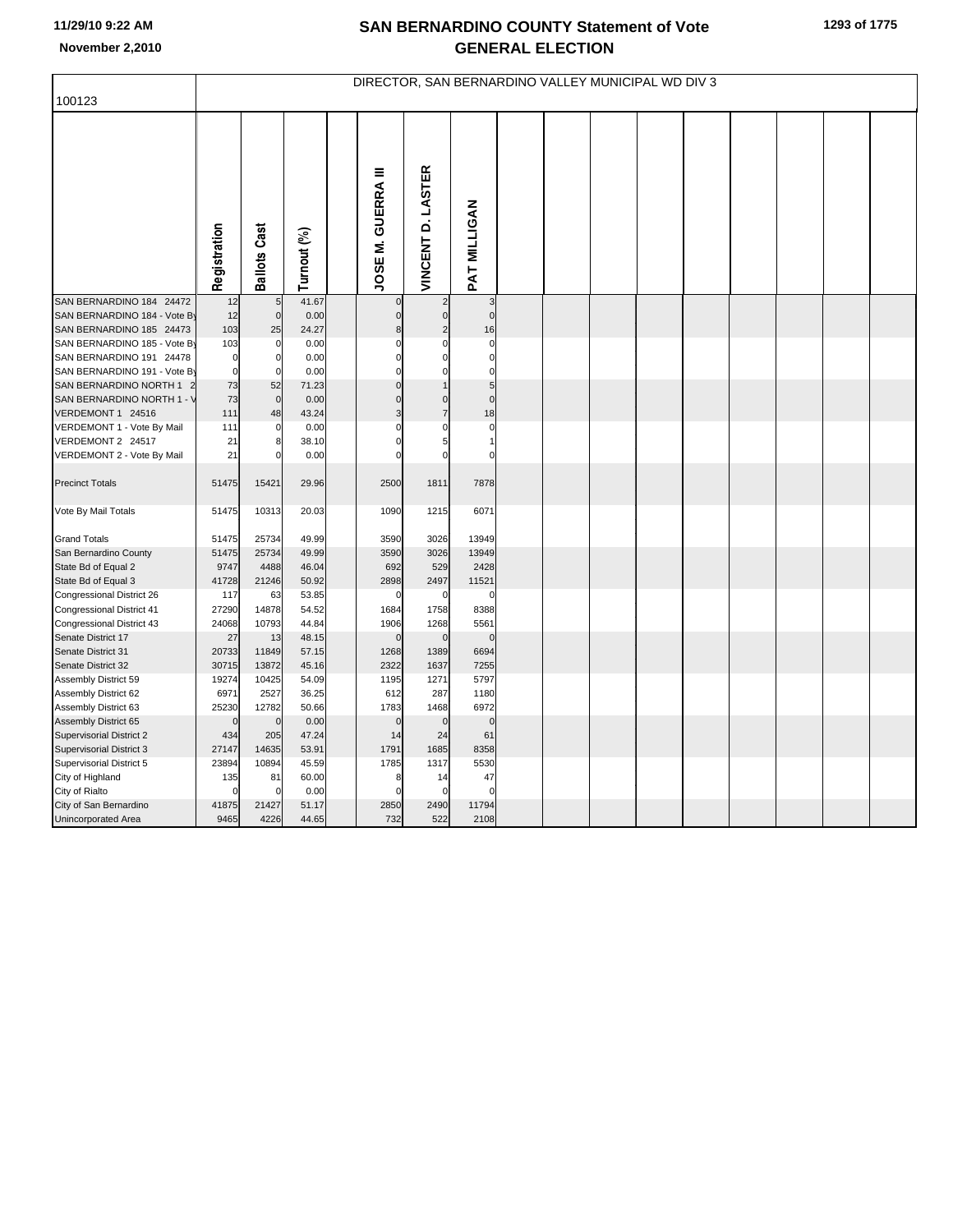# SAN BERNARDINO COUNTY Statement of Vote
## GENERAL ELECTION

11/29/10 9:22 AM

November 2,2010

DIRECTOR, SAN BERNARDINO VALLEY MUNICIPAL WD DIV 3

100123

| | Registration | Ballots Cast | Turnout (%) | JOSE M. GUERRA III | VINCENT D. LASTER | PAT MILLIGAN |
|---|---|---|---|---|---|---|
| SAN BERNARDINO 184 24472 | 12 | 5 | 41.67 | 0 | 2 | 3 |
| SAN BERNARDINO 184 - Vote By | 12 | 0 | 0.00 | 0 | 0 | 0 |
| SAN BERNARDINO 185 24473 | 103 | 25 | 24.27 | 8 | 2 | 16 |
| SAN BERNARDINO 185 - Vote By | 103 | 0 | 0.00 | 0 | 0 | 0 |
| SAN BERNARDINO 191 24478 | 0 | 0 | 0.00 | 0 | 0 | 0 |
| SAN BERNARDINO 191 - Vote By | 0 | 0 | 0.00 | 0 | 0 | 0 |
| SAN BERNARDINO NORTH 1 2 | 73 | 52 | 71.23 | 0 | 1 | 5 |
| SAN BERNARDINO NORTH 1 - V | 73 | 0 | 0.00 | 0 | 0 | 0 |
| VERDEMONT 1 24516 | 111 | 48 | 43.24 | 3 | 7 | 18 |
| VERDEMONT 1 - Vote By Mail | 111 | 0 | 0.00 | 0 | 0 | 0 |
| VERDEMONT 2 24517 | 21 | 8 | 38.10 | 0 | 5 | 1 |
| VERDEMONT 2 - Vote By Mail | 21 | 0 | 0.00 | 0 | 0 | 0 |
| Precinct Totals | 51475 | 15421 | 29.96 | 2500 | 1811 | 7878 |
| Vote By Mail Totals | 51475 | 10313 | 20.03 | 1090 | 1215 | 6071 |
| Grand Totals | 51475 | 25734 | 49.99 | 3590 | 3026 | 13949 |
| San Bernardino County | 51475 | 25734 | 49.99 | 3590 | 3026 | 13949 |
| State Bd of Equal 2 | 9747 | 4488 | 46.04 | 692 | 529 | 2428 |
| State Bd of Equal 3 | 41728 | 21246 | 50.92 | 2898 | 2497 | 11521 |
| Congressional District 26 | 117 | 63 | 53.85 | 0 | 0 | 0 |
| Congressional District 41 | 27290 | 14878 | 54.52 | 1684 | 1758 | 8388 |
| Congressional District 43 | 24068 | 10793 | 44.84 | 1906 | 1268 | 5561 |
| Senate District 17 | 27 | 13 | 48.15 | 0 | 0 | 0 |
| Senate District 31 | 20733 | 11849 | 57.15 | 1268 | 1389 | 6694 |
| Senate District 32 | 30715 | 13872 | 45.16 | 2322 | 1637 | 7255 |
| Assembly District 59 | 19274 | 10425 | 54.09 | 1195 | 1271 | 5797 |
| Assembly District 62 | 6971 | 2527 | 36.25 | 612 | 287 | 1180 |
| Assembly District 63 | 25230 | 12782 | 50.66 | 1783 | 1468 | 6972 |
| Assembly District 65 | 0 | 0 | 0.00 | 0 | 0 | 0 |
| Supervisorial District 2 | 434 | 205 | 47.24 | 14 | 24 | 61 |
| Supervisorial District 3 | 27147 | 14635 | 53.91 | 1791 | 1685 | 8358 |
| Supervisorial District 5 | 23894 | 10894 | 45.59 | 1785 | 1317 | 5530 |
| City of Highland | 135 | 81 | 60.00 | 8 | 14 | 47 |
| City of Rialto | 0 | 0 | 0.00 | 0 | 0 | 0 |
| City of San Bernardino | 41875 | 21427 | 51.17 | 2850 | 2490 | 11794 |
| Unincorporated Area | 9465 | 4226 | 44.65 | 732 | 522 | 2108 |